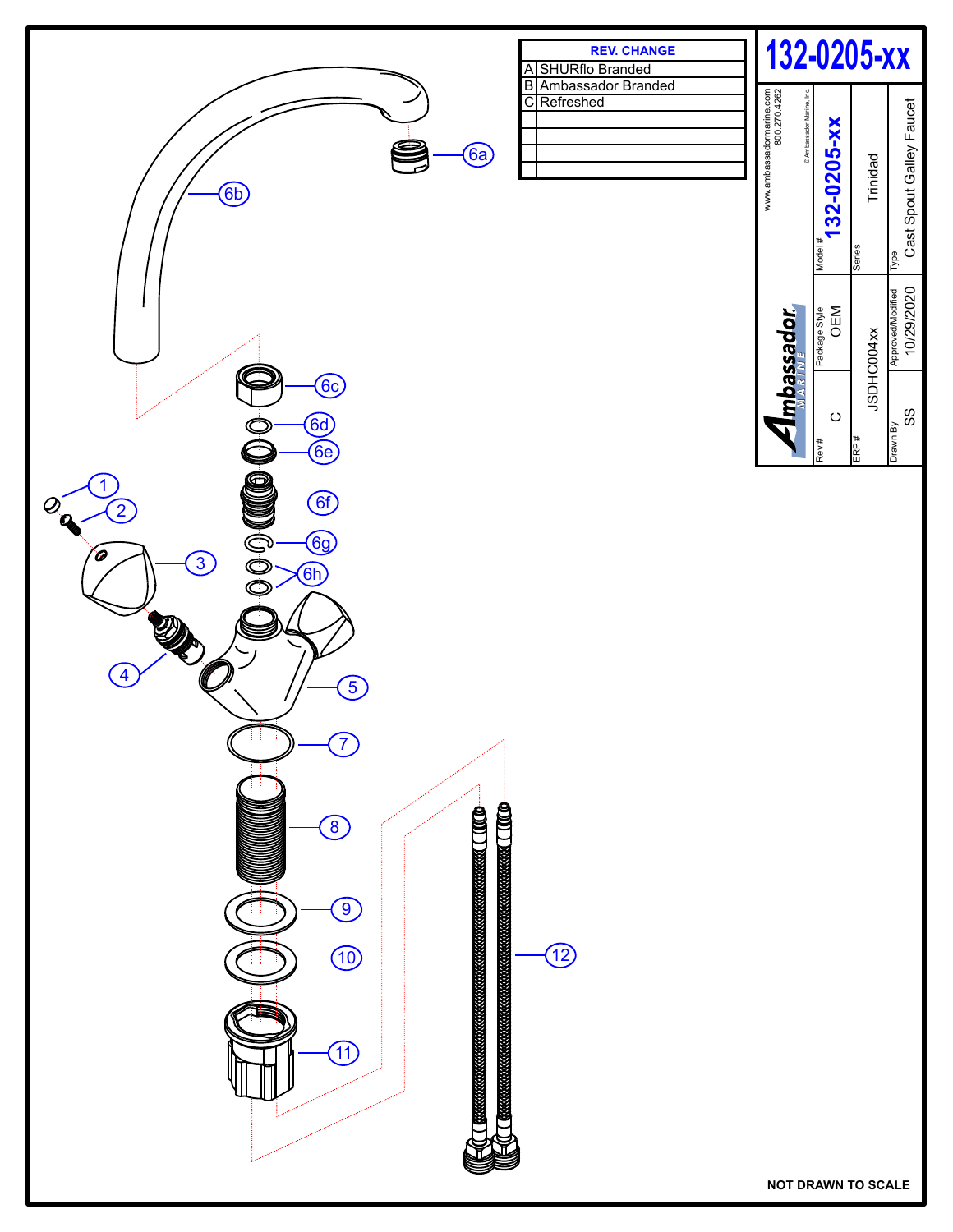# 132-0205-xx

| REV. | CHANGE |
|---|---|
| A | SHURflo Branded |
| B | Ambassador Branded |
| C | Refreshed |
| | |
| | |
| | |
| | |

www.ambassadormarine.com
800.270.4262

© Ambassador Marine, Inc.

Ambassador MARINE

| Rev # | Package Style | Model # |
|---|---|---|
| C | OEM | 132-0205-xx |

| ERP # | Series |
|---|---|
| JSDHC004xx | Trinidad |

| Drawn By | Approved/Modified | Type |
|---|---|---|
| SS | 10/29/2020 | Cast Spout Galley Faucet |

1
2
3
4
5
6a
6b
6c
6d
6e
6f
6g
6h
7
8
9
10
11
12

NOT DRAWN TO SCALE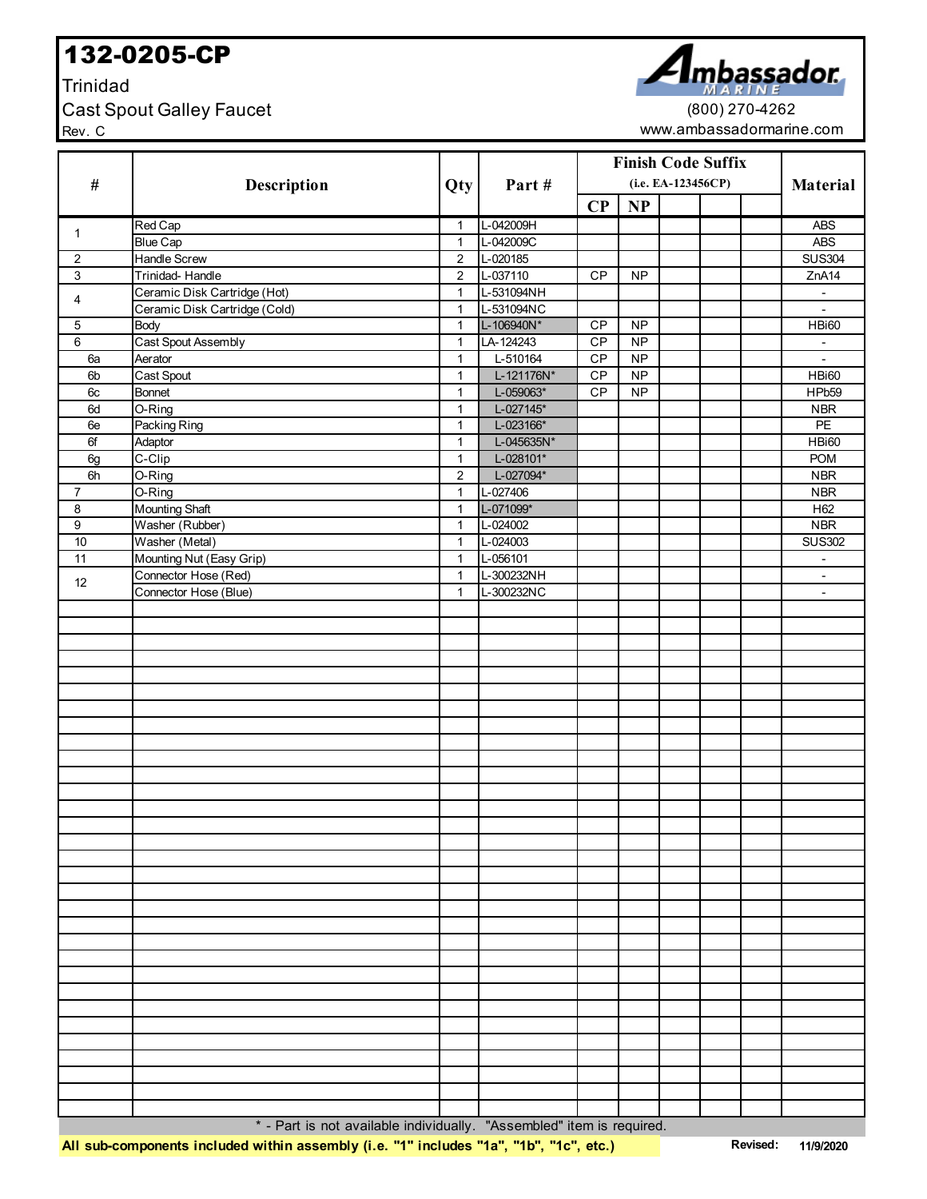# 132-0205-CP

Trinidad

Cast Spout Galley Faucet

Rev. C

Ambassador Marine

(800) 270-4262

www.ambassadormarine.com

| # | Description | Qty | Part # | Finish Code Suffix (i.e. EA-123456CP) | | | | | Material |
|---|---|---|---|---|---|---|---|---|---|
| | | | | CP | NP | | | | |
| 1 | Red Cap | 1 | L-042009H | | | | | | ABS |
| | Blue Cap | 1 | L-042009C | | | | | | ABS |
| 2 | Handle Screw | 2 | L-020185 | | | | | | SUS304 |
| 3 | Trinidad- Handle | 2 | L-037110 | CP | NP | | | | ZnA14 |
| 4 | Ceramic Disk Cartridge (Hot) | 1 | L-531094NH | | | | | | - |
| | Ceramic Disk Cartridge (Cold) | 1 | L-531094NC | | | | | | - |
| 5 | Body | 1 | L-106940N* | CP | NP | | | | HBi60 |
| 6 | Cast Spout Assembly | 1 | LA-124243 | CP | NP | | | | - |
| 6a | Aerator | 1 | L-510164 | CP | NP | | | | - |
| 6b | Cast Spout | 1 | L-121176N* | CP | NP | | | | HBi60 |
| 6c | Bonnet | 1 | L-059063* | CP | NP | | | | HPb59 |
| 6d | O-Ring | 1 | L-027145* | | | | | | NBR |
| 6e | Packing Ring | 1 | L-023166* | | | | | | PE |
| 6f | Adaptor | 1 | L-045635N* | | | | | | HBi60 |
| 6g | C-Clip | 1 | L-028101* | | | | | | POM |
| 6h | O-Ring | 2 | L-027094* | | | | | | NBR |
| 7 | O-Ring | 1 | L-027406 | | | | | | NBR |
| 8 | Mounting Shaft | 1 | L-071099* | | | | | | H62 |
| 9 | Washer (Rubber) | 1 | L-024002 | | | | | | NBR |
| 10 | Washer (Metal) | 1 | L-024003 | | | | | | SUS302 |
| 11 | Mounting Nut (Easy Grip) | 1 | L-056101 | | | | | | - |
| 12 | Connector Hose (Red) | 1 | L-300232NH | | | | | | - |
| | Connector Hose (Blue) | 1 | L-300232NC | | | | | | - |

* - Part is not available individually. "Assembled" item is required.

**All sub-components included within assembly (i.e. "1" includes "1a", "1b", "1c", etc.)**

Revised: 11/9/2020